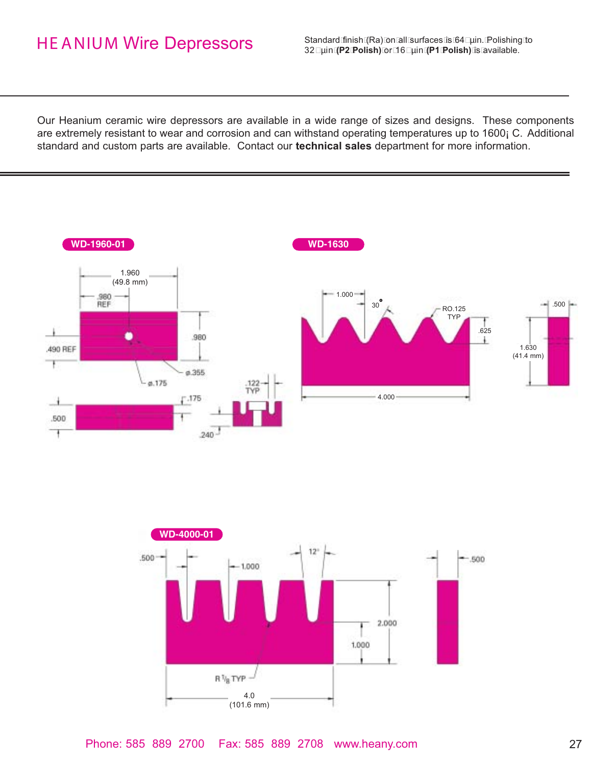# HEANIUM Wire Depressors

Standard finish (Ra) on all surfaces is 64 µin. Polishing to 32 µin **(P2 Polish)** or 16 µin **(P1 Polish)** is available.

Our Heanium ceramic wire depressors are available in a wide range of sizes and designs. These components are extremely resistant to wear and corrosion and can withstand operating temperatures up to 1600¡ C. Additional standard and custom parts are available. Contact our **technical sales** department for more information.

**WD-1960-01**

1.960 (49.8 mm)
.980 REF
.980
.490 REF
ø.355
ø.175
.500
.175
.122 TYP
.240

**WD-1630**

1.000
30°
RO.125 TYP
.625
4.000
.500
1.630 (41.4 mm)

**WD-4000-01**

.500
1.000
12°
.500
2.000
1.000
R 1/8 TYP
4.0 (101.6 mm)

Phone: 585 889 2700 Fax: 585 889 2708 www.heany.com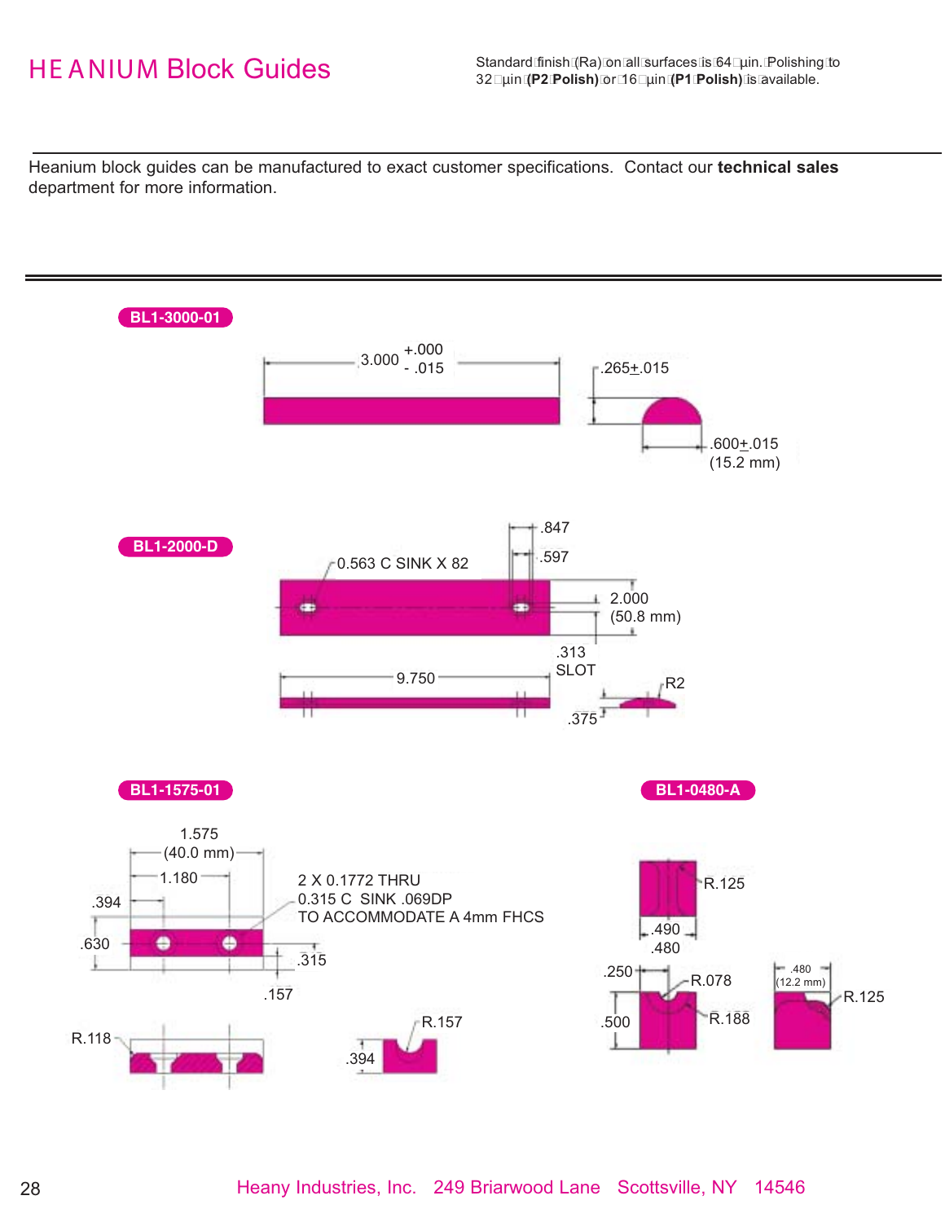# HEANIUM Block Guides

Standard finish (Ra) on all surfaces is 64 µin. Polishing to 32 µin **(P2 Polish)** or 16 µin **(P1 Polish)** is available.

Heanium block guides can be manufactured to exact customer specifications. Contact our **technical sales** department for more information.

**BL1-3000-01**

3.000 +.000 -.015

.265±.015

.600±.015
(15.2 mm)

**BL1-2000-D**

.847

.597

0.563 C SINK X 82

2.000
(50.8 mm)

.313
SLOT

9.750

R2

.375

**BL1-1575-01**

1.575
(40.0 mm)

1.180

.394

.630

2 X 0.1772 THRU
0.315 C SINK .069DP
TO ACCOMMODATE A 4mm FHCS

.315

.157

R.118

R.157

.394

**BL1-0480-A**

R.125

.490
.480

.250

R.078

R.188

.500

.480
(12.2 mm)

R.125

Heany Industries, Inc. 249 Briarwood Lane Scottsville, NY 14546